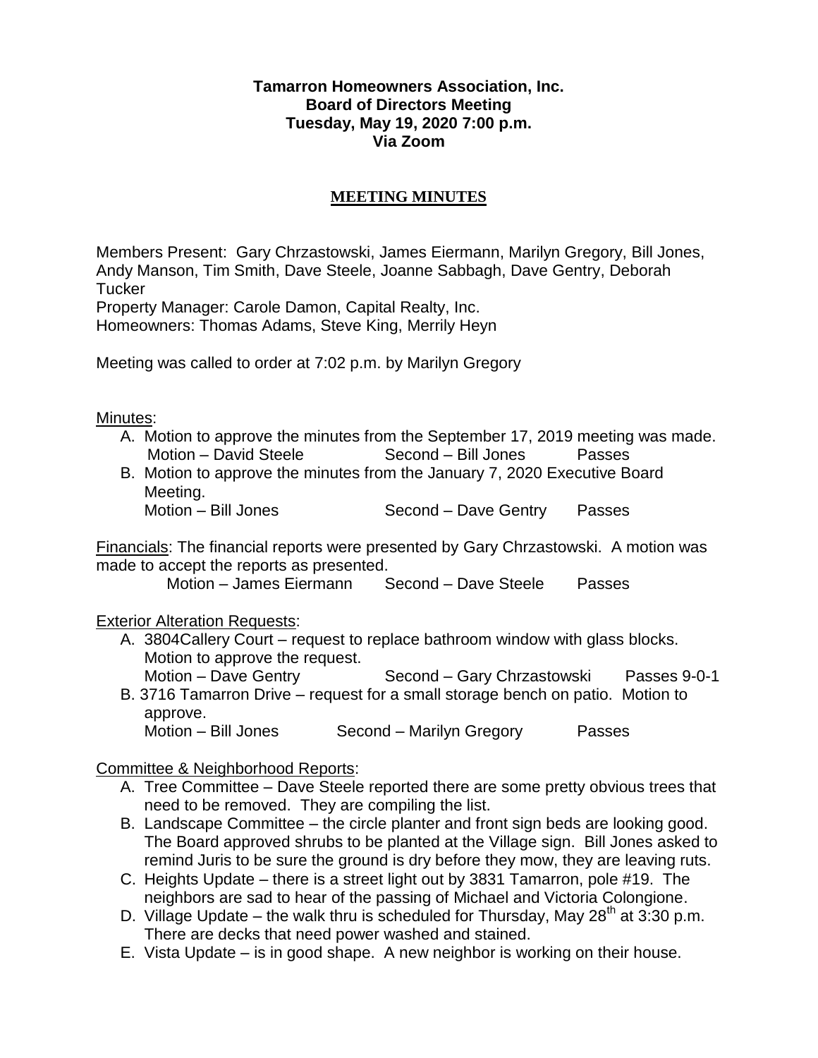**Tamarron Homeowners Association, Inc.**
**Board of Directors Meeting**
**Tuesday, May 19, 2020 7:00 p.m.**
**Via Zoom**

## MEETING MINUTES

Members Present: Gary Chrzastowski, James Eiermann, Marilyn Gregory, Bill Jones, Andy Manson, Tim Smith, Dave Steele, Joanne Sabbagh, Dave Gentry, Deborah Tucker
Property Manager: Carole Damon, Capital Realty, Inc.
Homeowners: Thomas Adams, Steve King, Merrily Heyn

Meeting was called to order at 7:02 p.m. by Marilyn Gregory

Minutes:

A. Motion to approve the minutes from the September 17, 2019 meeting was made.
   Motion – David Steele     Second – Bill Jones     Passes
B. Motion to approve the minutes from the January 7, 2020 Executive Board Meeting.
   Motion – Bill Jones     Second – Dave Gentry     Passes

Financials: The financial reports were presented by Gary Chrzastowski. A motion was made to accept the reports as presented.
   Motion – James Eiermann     Second – Dave Steele     Passes

Exterior Alteration Requests:

A. 3804Callery Court – request to replace bathroom window with glass blocks. Motion to approve the request.
   Motion – Dave Gentry     Second – Gary Chrzastowski     Passes 9-0-1
B. 3716 Tamarron Drive – request for a small storage bench on patio. Motion to approve.
   Motion – Bill Jones     Second – Marilyn Gregory     Passes

Committee & Neighborhood Reports:

A. Tree Committee – Dave Steele reported there are some pretty obvious trees that need to be removed. They are compiling the list.
B. Landscape Committee – the circle planter and front sign beds are looking good. The Board approved shrubs to be planted at the Village sign. Bill Jones asked to remind Juris to be sure the ground is dry before they mow, they are leaving ruts.
C. Heights Update – there is a street light out by 3831 Tamarron, pole #19. The neighbors are sad to hear of the passing of Michael and Victoria Colongione.
D. Village Update – the walk thru is scheduled for Thursday, May 28th at 3:30 p.m. There are decks that need power washed and stained.
E. Vista Update – is in good shape. A new neighbor is working on their house.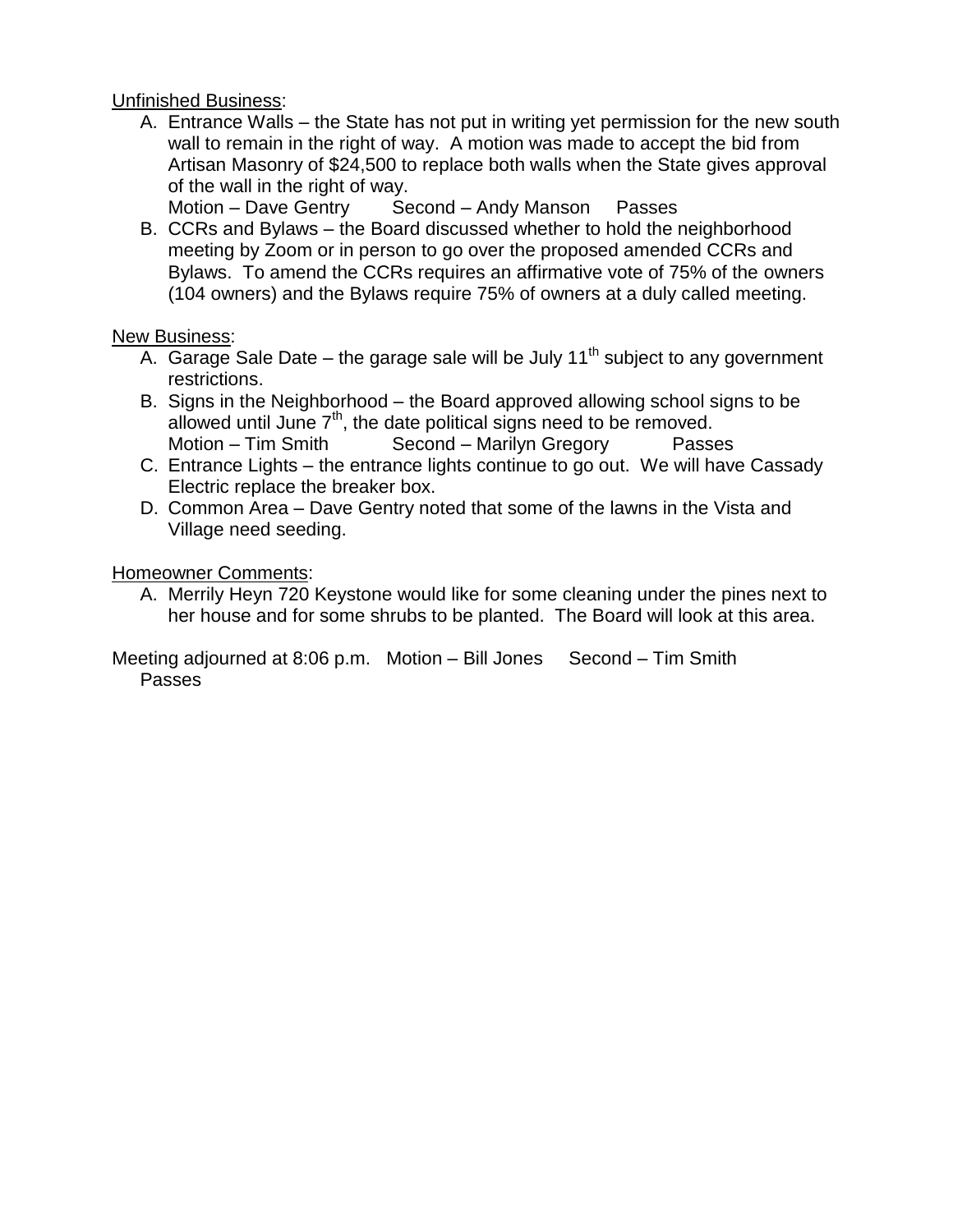Unfinished Business:

A. Entrance Walls – the State has not put in writing yet permission for the new south wall to remain in the right of way. A motion was made to accept the bid from Artisan Masonry of $24,500 to replace both walls when the State gives approval of the wall in the right of way.
   Motion – Dave Gentry    Second – Andy Manson    Passes
B. CCRs and Bylaws – the Board discussed whether to hold the neighborhood meeting by Zoom or in person to go over the proposed amended CCRs and Bylaws. To amend the CCRs requires an affirmative vote of 75% of the owners (104 owners) and the Bylaws require 75% of owners at a duly called meeting.

New Business:

A. Garage Sale Date – the garage sale will be July 11th subject to any government restrictions.
B. Signs in the Neighborhood – the Board approved allowing school signs to be allowed until June 7th, the date political signs need to be removed.
   Motion – Tim Smith    Second – Marilyn Gregory    Passes
C. Entrance Lights – the entrance lights continue to go out. We will have Cassady Electric replace the breaker box.
D. Common Area – Dave Gentry noted that some of the lawns in the Vista and Village need seeding.

Homeowner Comments:

A. Merrily Heyn 720 Keystone would like for some cleaning under the pines next to her house and for some shrubs to be planted. The Board will look at this area.

Meeting adjourned at 8:06 p.m.   Motion – Bill Jones    Second – Tim Smith
Passes